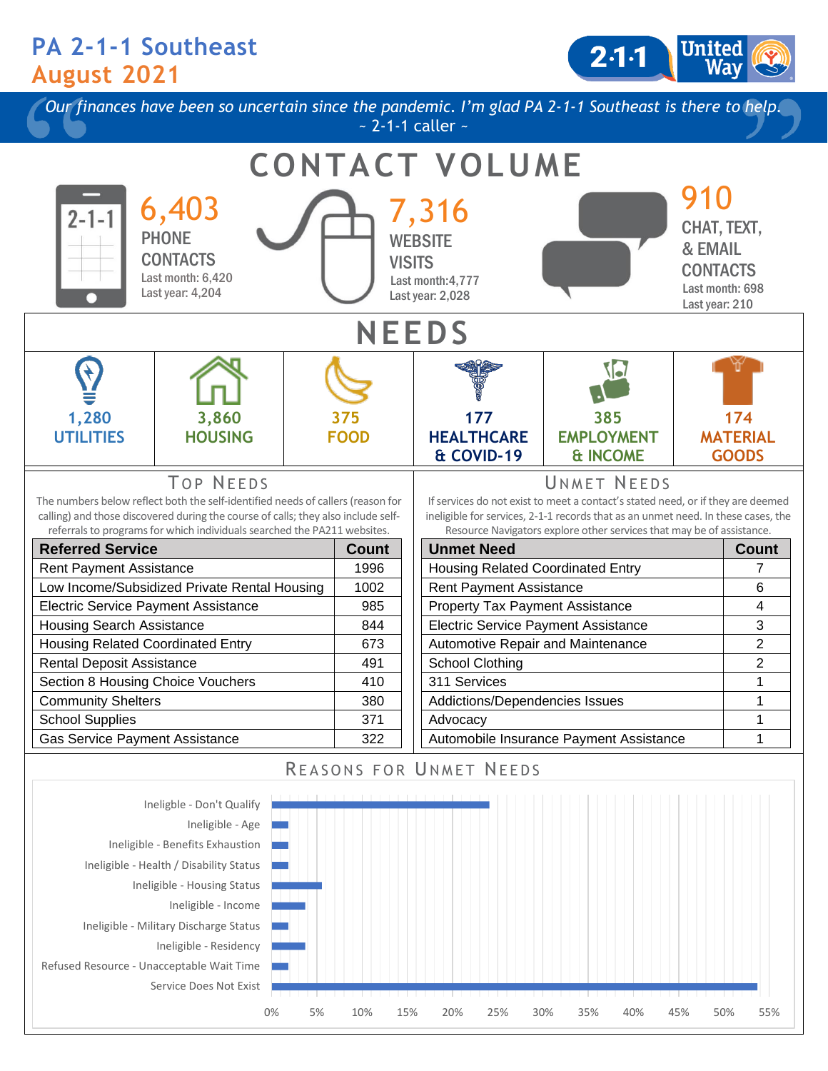# PA 2-1-1 Southeast
## August 2021

*"Our finances have been so uncertain since the pandemic. I'm glad PA 2-1-1 Southeast is there to help."*
~ 2-1-1 caller ~

## CONTACT VOLUME

**6,403**
PHONE CONTACTS
Last month: 6,420
Last year: 4,204

**7,316**
WEBSITE VISITS
Last month: 4,777
Last year: 2,028

**910**
CHAT, TEXT, & EMAIL CONTACTS
Last month: 698
Last year: 210

## NEEDS

| 1,280 UTILITIES | 3,860 HOUSING | 375 FOOD | 177 HEALTHCARE & COVID-19 | 385 EMPLOYMENT & INCOME | 174 MATERIAL GOODS |
|---|---|---|---|---|---|

### Top Needs

The numbers below reflect both the self-identified needs of callers (reason for calling) and those discovered during the course of calls; they also include self-referrals to programs for which individuals searched the PA211 websites.

| Referred Service | Count |
|---|---|
| Rent Payment Assistance | 1996 |
| Low Income/Subsidized Private Rental Housing | 1002 |
| Electric Service Payment Assistance | 985 |
| Housing Search Assistance | 844 |
| Housing Related Coordinated Entry | 673 |
| Rental Deposit Assistance | 491 |
| Section 8 Housing Choice Vouchers | 410 |
| Community Shelters | 380 |
| School Supplies | 371 |
| Gas Service Payment Assistance | 322 |

### Unmet Needs

If services do not exist to meet a contact's stated need, or if they are deemed ineligible for services, 2-1-1 records that as an unmet need. In these cases, the Resource Navigators explore other services that may be of assistance.

| Unmet Need | Count |
|---|---|
| Housing Related Coordinated Entry | 7 |
| Rent Payment Assistance | 6 |
| Property Tax Payment Assistance | 4 |
| Electric Service Payment Assistance | 3 |
| Automotive Repair and Maintenance | 2 |
| School Clothing | 2 |
| 311 Services | 1 |
| Addictions/Dependencies Issues | 1 |
| Advocacy | 1 |
| Automobile Insurance Payment Assistance | 1 |

### Reasons for Unmet Needs

| Reason | Approx. Percent |
|---|---|
| Ineligible - Don't Qualify | ~24% |
| Ineligible - Age | ~2% |
| Ineligible - Benefits Exhaustion | ~2% |
| Ineligible - Health / Disability Status | ~2% |
| Ineligible - Housing Status | ~5.5% |
| Ineligible - Income | ~4% |
| Ineligible - Military Discharge Status | ~2% |
| Ineligible - Residency | ~4% |
| Refused Resource - Unacceptable Wait Time | ~2% |
| Service Does Not Exist | ~54% |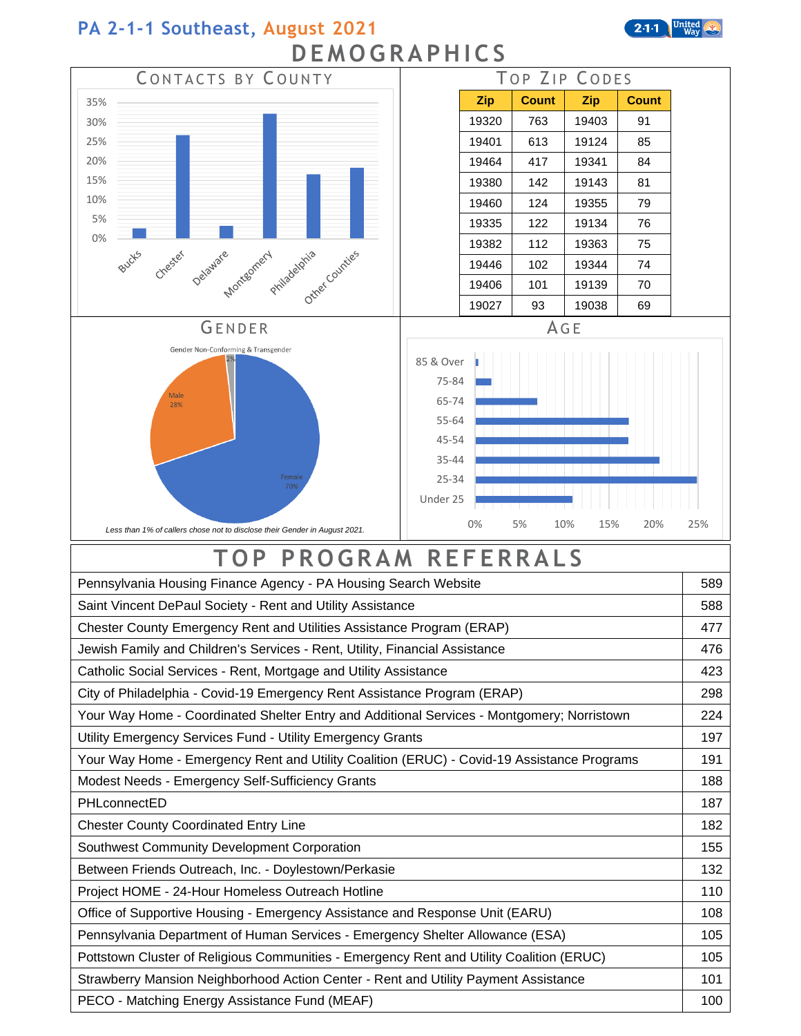## PA 2-1-1 Southeast, August 2021

# DEMOGRAPHICS

### CONTACTS BY COUNTY

35%
30%
25%
20%
15%
10%
5%
0%

Bucks
Chester
Delaware
Montgomery
Philadelphia
Other Counties

### TOP ZIP CODES

| Zip | Count | Zip | Count |
|---|---|---|---|
| 19320 | 763 | 19403 | 91 |
| 19401 | 613 | 19124 | 85 |
| 19464 | 417 | 19341 | 84 |
| 19380 | 142 | 19143 | 81 |
| 19460 | 124 | 19355 | 79 |
| 19335 | 122 | 19134 | 76 |
| 19382 | 112 | 19363 | 75 |
| 19446 | 102 | 19344 | 74 |
| 19406 | 101 | 19139 | 70 |
| 19027 | 93 | 19038 | 69 |

### GENDER

Gender Non-Conforming & Transgender
2%
Male
28%
Female
70%

*Less than 1% of callers chose not to disclose their Gender in August 2021.*

### AGE

85 & Over
75-84
65-74
55-64
45-54
35-44
25-34
Under 25

0%
5%
10%
15%
20%
25%

# TOP PROGRAM REFERRALS

| | |
|---|---|
| Pennsylvania Housing Finance Agency - PA Housing Search Website | 589 |
| Saint Vincent DePaul Society - Rent and Utility Assistance | 588 |
| Chester County Emergency Rent and Utilities Assistance Program (ERAP) | 477 |
| Jewish Family and Children's Services - Rent, Utility, Financial Assistance | 476 |
| Catholic Social Services - Rent, Mortgage and Utility Assistance | 423 |
| City of Philadelphia - Covid-19 Emergency Rent Assistance Program (ERAP) | 298 |
| Your Way Home - Coordinated Shelter Entry and Additional Services - Montgomery; Norristown | 224 |
| Utility Emergency Services Fund - Utility Emergency Grants | 197 |
| Your Way Home - Emergency Rent and Utility Coalition (ERUC) - Covid-19 Assistance Programs | 191 |
| Modest Needs - Emergency Self-Sufficiency Grants | 188 |
| PHLconnectED | 187 |
| Chester County Coordinated Entry Line | 182 |
| Southwest Community Development Corporation | 155 |
| Between Friends Outreach, Inc. - Doylestown/Perkasie | 132 |
| Project HOME - 24-Hour Homeless Outreach Hotline | 110 |
| Office of Supportive Housing - Emergency Assistance and Response Unit (EARU) | 108 |
| Pennsylvania Department of Human Services - Emergency Shelter Allowance (ESA) | 105 |
| Pottstown Cluster of Religious Communities - Emergency Rent and Utility Coalition (ERUC) | 105 |
| Strawberry Mansion Neighborhood Action Center - Rent and Utility Payment Assistance | 101 |
| PECO - Matching Energy Assistance Fund (MEAF) | 100 |